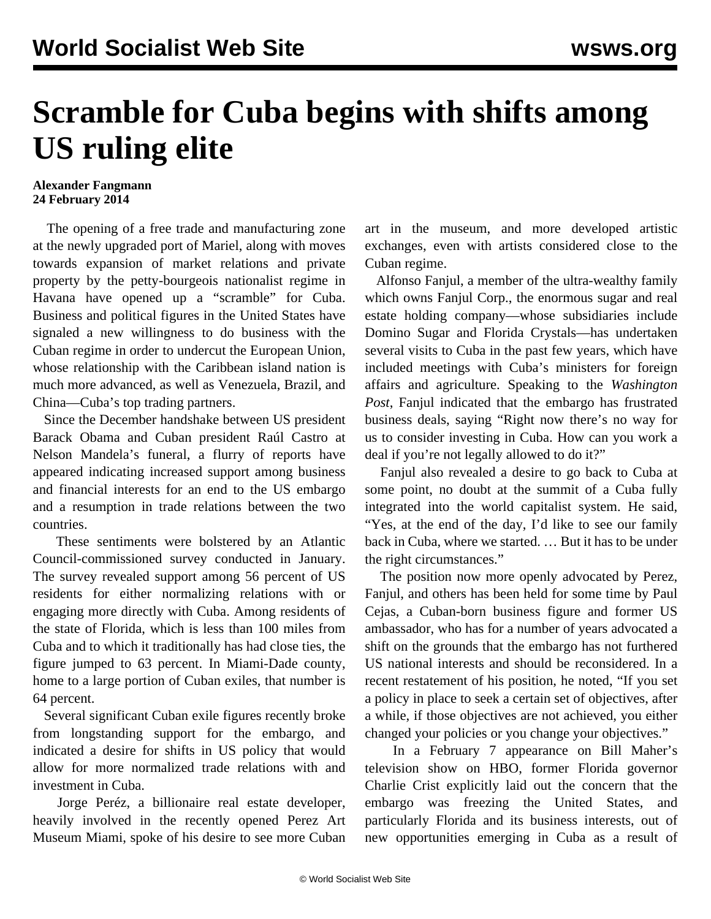# Scramble for Cuba begins with shifts among US ruling elite

**Alexander Fangmann**
**24 February 2014**

The opening of a free trade and manufacturing zone at the newly upgraded port of Mariel, along with moves towards expansion of market relations and private property by the petty-bourgeois nationalist regime in Havana have opened up a "scramble" for Cuba. Business and political figures in the United States have signaled a new willingness to do business with the Cuban regime in order to undercut the European Union, whose relationship with the Caribbean island nation is much more advanced, as well as Venezuela, Brazil, and China—Cuba's top trading partners.

Since the December handshake between US president Barack Obama and Cuban president Raúl Castro at Nelson Mandela's funeral, a flurry of reports have appeared indicating increased support among business and financial interests for an end to the US embargo and a resumption in trade relations between the two countries.

These sentiments were bolstered by an Atlantic Council-commissioned survey conducted in January. The survey revealed support among 56 percent of US residents for either normalizing relations with or engaging more directly with Cuba. Among residents of the state of Florida, which is less than 100 miles from Cuba and to which it traditionally has had close ties, the figure jumped to 63 percent. In Miami-Dade county, home to a large portion of Cuban exiles, that number is 64 percent.

Several significant Cuban exile figures recently broke from longstanding support for the embargo, and indicated a desire for shifts in US policy that would allow for more normalized trade relations with and investment in Cuba.

Jorge Peréz, a billionaire real estate developer, heavily involved in the recently opened Perez Art Museum Miami, spoke of his desire to see more Cuban art in the museum, and more developed artistic exchanges, even with artists considered close to the Cuban regime.

Alfonso Fanjul, a member of the ultra-wealthy family which owns Fanjul Corp., the enormous sugar and real estate holding company—whose subsidiaries include Domino Sugar and Florida Crystals—has undertaken several visits to Cuba in the past few years, which have included meetings with Cuba's ministers for foreign affairs and agriculture. Speaking to the *Washington Post*, Fanjul indicated that the embargo has frustrated business deals, saying "Right now there's no way for us to consider investing in Cuba. How can you work a deal if you're not legally allowed to do it?"

Fanjul also revealed a desire to go back to Cuba at some point, no doubt at the summit of a Cuba fully integrated into the world capitalist system. He said, "Yes, at the end of the day, I'd like to see our family back in Cuba, where we started. … But it has to be under the right circumstances."

The position now more openly advocated by Perez, Fanjul, and others has been held for some time by Paul Cejas, a Cuban-born business figure and former US ambassador, who has for a number of years advocated a shift on the grounds that the embargo has not furthered US national interests and should be reconsidered. In a recent restatement of his position, he noted, "If you set a policy in place to seek a certain set of objectives, after a while, if those objectives are not achieved, you either changed your policies or you change your objectives."

In a February 7 appearance on Bill Maher's television show on HBO, former Florida governor Charlie Crist explicitly laid out the concern that the embargo was freezing the United States, and particularly Florida and its business interests, out of new opportunities emerging in Cuba as a result of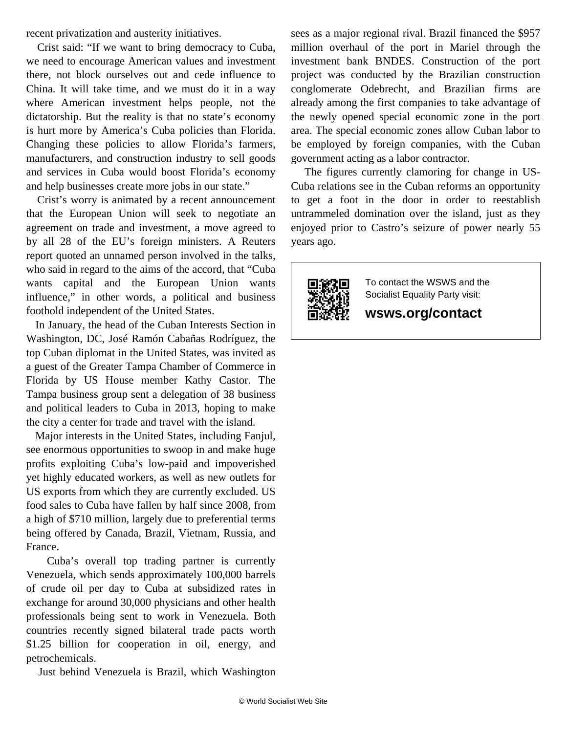recent privatization and austerity initiatives.

Crist said: "If we want to bring democracy to Cuba, we need to encourage American values and investment there, not block ourselves out and cede influence to China. It will take time, and we must do it in a way where American investment helps people, not the dictatorship. But the reality is that no state's economy is hurt more by America's Cuba policies than Florida. Changing these policies to allow Florida's farmers, manufacturers, and construction industry to sell goods and services in Cuba would boost Florida's economy and help businesses create more jobs in our state."

Crist's worry is animated by a recent announcement that the European Union will seek to negotiate an agreement on trade and investment, a move agreed to by all 28 of the EU's foreign ministers. A Reuters report quoted an unnamed person involved in the talks, who said in regard to the aims of the accord, that "Cuba wants capital and the European Union wants influence," in other words, a political and business foothold independent of the United States.

In January, the head of the Cuban Interests Section in Washington, DC, José Ramón Cabañas Rodríguez, the top Cuban diplomat in the United States, was invited as a guest of the Greater Tampa Chamber of Commerce in Florida by US House member Kathy Castor. The Tampa business group sent a delegation of 38 business and political leaders to Cuba in 2013, hoping to make the city a center for trade and travel with the island.

Major interests in the United States, including Fanjul, see enormous opportunities to swoop in and make huge profits exploiting Cuba's low-paid and impoverished yet highly educated workers, as well as new outlets for US exports from which they are currently excluded. US food sales to Cuba have fallen by half since 2008, from a high of $710 million, largely due to preferential terms being offered by Canada, Brazil, Vietnam, Russia, and France.

Cuba's overall top trading partner is currently Venezuela, which sends approximately 100,000 barrels of crude oil per day to Cuba at subsidized rates in exchange for around 30,000 physicians and other health professionals being sent to work in Venezuela. Both countries recently signed bilateral trade pacts worth $1.25 billion for cooperation in oil, energy, and petrochemicals.

Just behind Venezuela is Brazil, which Washington sees as a major regional rival. Brazil financed the $957 million overhaul of the port in Mariel through the investment bank BNDES. Construction of the port project was conducted by the Brazilian construction conglomerate Odebrecht, and Brazilian firms are already among the first companies to take advantage of the newly opened special economic zone in the port area. The special economic zones allow Cuban labor to be employed by foreign companies, with the Cuban government acting as a labor contractor.

The figures currently clamoring for change in US-Cuba relations see in the Cuban reforms an opportunity to get a foot in the door in order to reestablish untrammeled domination over the island, just as they enjoyed prior to Castro's seizure of power nearly 55 years ago.

To contact the WSWS and the Socialist Equality Party visit:

**wsws.org/contact**